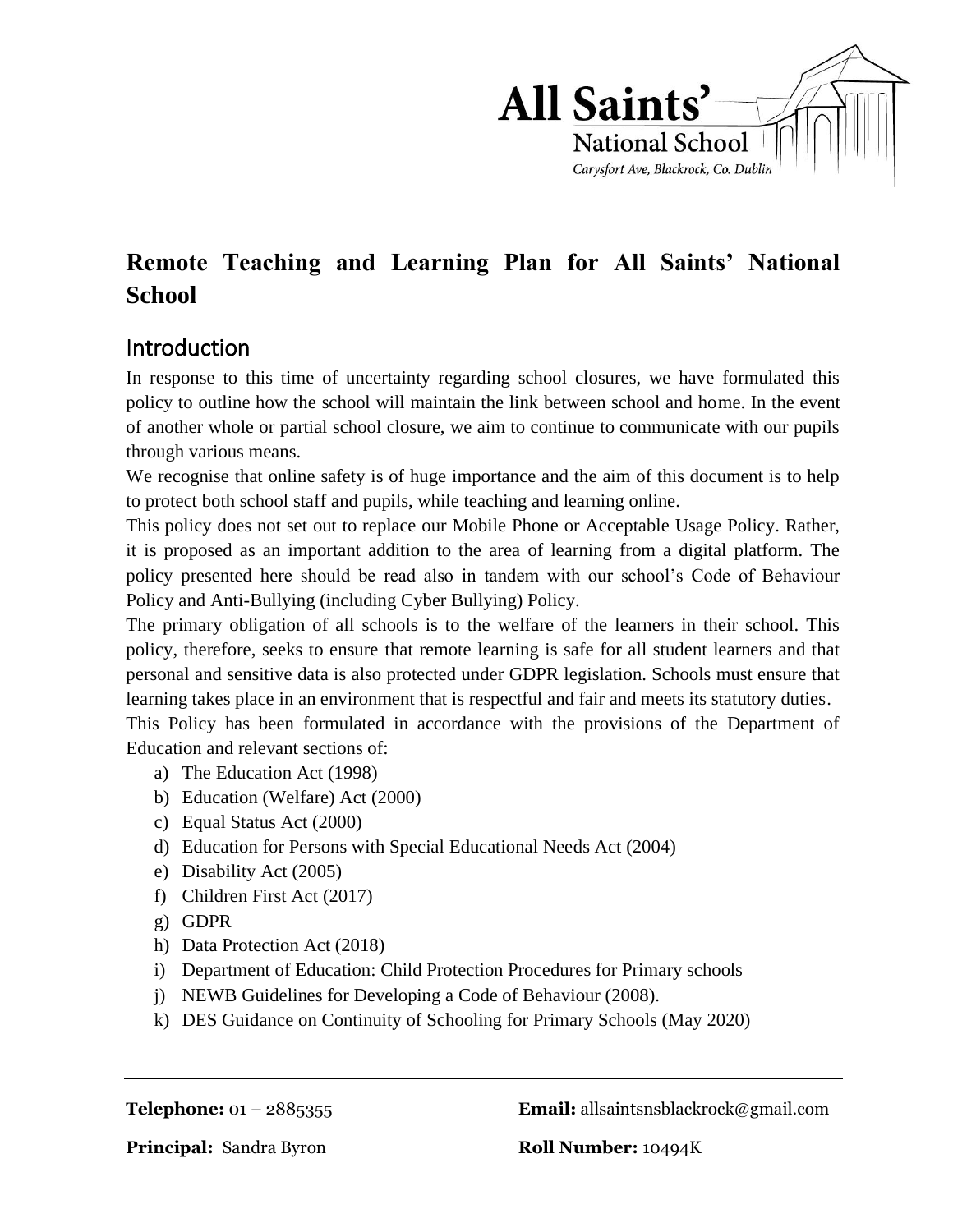All Saints'
National School
*Carysfort Ave, Blackrock, Co. Dublin*

# Remote Teaching and Learning Plan for All Saints' National School

## Introduction

In response to this time of uncertainty regarding school closures, we have formulated this policy to outline how the school will maintain the link between school and home. In the event of another whole or partial school closure, we aim to continue to communicate with our pupils through various means.

We recognise that online safety is of huge importance and the aim of this document is to help to protect both school staff and pupils, while teaching and learning online.

This policy does not set out to replace our Mobile Phone or Acceptable Usage Policy. Rather, it is proposed as an important addition to the area of learning from a digital platform. The policy presented here should be read also in tandem with our school's Code of Behaviour Policy and Anti-Bullying (including Cyber Bullying) Policy.

The primary obligation of all schools is to the welfare of the learners in their school. This policy, therefore, seeks to ensure that remote learning is safe for all student learners and that personal and sensitive data is also protected under GDPR legislation. Schools must ensure that learning takes place in an environment that is respectful and fair and meets its statutory duties.

This Policy has been formulated in accordance with the provisions of the Department of Education and relevant sections of:

a) The Education Act (1998)
b) Education (Welfare) Act (2000)
c) Equal Status Act (2000)
d) Education for Persons with Special Educational Needs Act (2004)
e) Disability Act (2005)
f) Children First Act (2017)
g) GDPR
h) Data Protection Act (2018)
i) Department of Education: Child Protection Procedures for Primary schools
j) NEWB Guidelines for Developing a Code of Behaviour (2008).
k) DES Guidance on Continuity of Schooling for Primary Schools (May 2020)

**Telephone:** 01 – 2885355 **Email:** allsaintsnsblackrock@gmail.com

**Principal:** Sandra Byron **Roll Number:** 10494K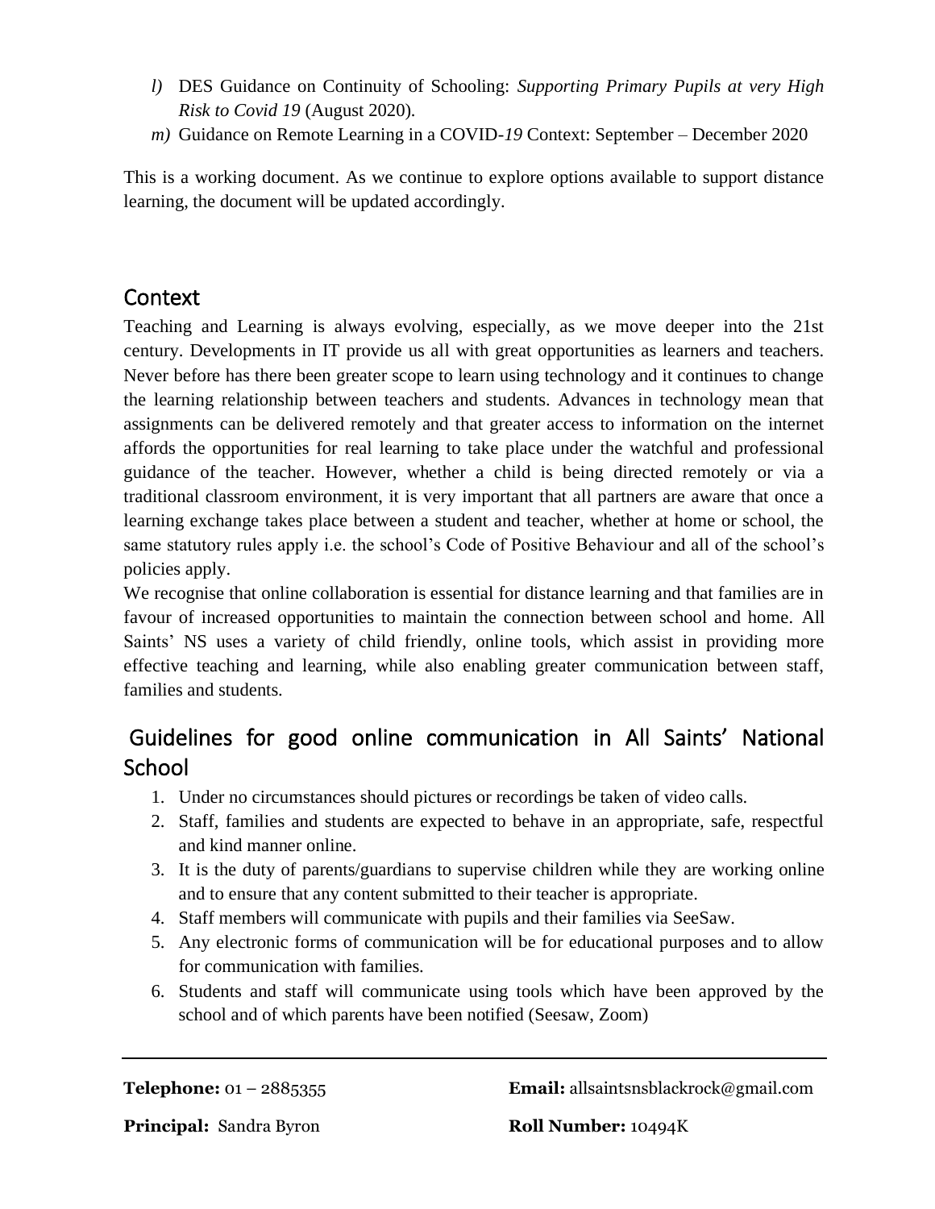*l)* DES Guidance on Continuity of Schooling: *Supporting Primary Pupils at very High Risk to Covid 19* (August 2020).

*m)* Guidance on Remote Learning in a COVID-*19* Context: September – December 2020

This is a working document. As we continue to explore options available to support distance learning, the document will be updated accordingly.

## Context

Teaching and Learning is always evolving, especially, as we move deeper into the 21st century. Developments in IT provide us all with great opportunities as learners and teachers. Never before has there been greater scope to learn using technology and it continues to change the learning relationship between teachers and students. Advances in technology mean that assignments can be delivered remotely and that greater access to information on the internet affords the opportunities for real learning to take place under the watchful and professional guidance of the teacher. However, whether a child is being directed remotely or via a traditional classroom environment, it is very important that all partners are aware that once a learning exchange takes place between a student and teacher, whether at home or school, the same statutory rules apply i.e. the school's Code of Positive Behaviour and all of the school's policies apply.

We recognise that online collaboration is essential for distance learning and that families are in favour of increased opportunities to maintain the connection between school and home. All Saints' NS uses a variety of child friendly, online tools, which assist in providing more effective teaching and learning, while also enabling greater communication between staff, families and students.

## Guidelines for good online communication in All Saints' National School

1. Under no circumstances should pictures or recordings be taken of video calls.
2. Staff, families and students are expected to behave in an appropriate, safe, respectful and kind manner online.
3. It is the duty of parents/guardians to supervise children while they are working online and to ensure that any content submitted to their teacher is appropriate.
4. Staff members will communicate with pupils and their families via SeeSaw.
5. Any electronic forms of communication will be for educational purposes and to allow for communication with families.
6. Students and staff will communicate using tools which have been approved by the school and of which parents have been notified (Seesaw, Zoom)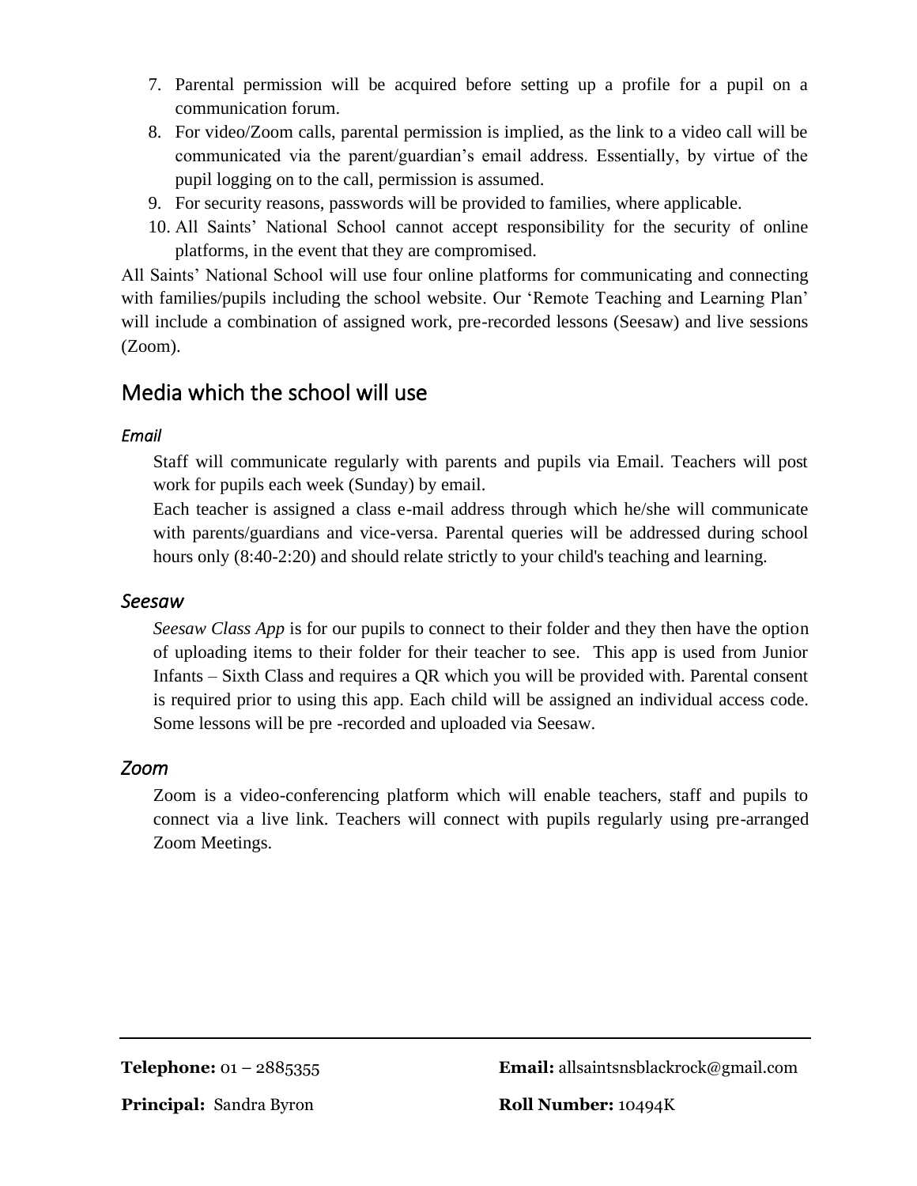7. Parental permission will be acquired before setting up a profile for a pupil on a communication forum.
8. For video/Zoom calls, parental permission is implied, as the link to a video call will be communicated via the parent/guardian's email address. Essentially, by virtue of the pupil logging on to the call, permission is assumed.
9. For security reasons, passwords will be provided to families, where applicable.
10. All Saints' National School cannot accept responsibility for the security of online platforms, in the event that they are compromised.

All Saints' National School will use four online platforms for communicating and connecting with families/pupils including the school website. Our 'Remote Teaching and Learning Plan' will include a combination of assigned work, pre-recorded lessons (Seesaw) and live sessions (Zoom).

## Media which the school will use

### *Email*

Staff will communicate regularly with parents and pupils via Email. Teachers will post work for pupils each week (Sunday) by email.

Each teacher is assigned a class e-mail address through which he/she will communicate with parents/guardians and vice-versa. Parental queries will be addressed during school hours only (8:40-2:20) and should relate strictly to your child's teaching and learning.

### *Seesaw*

*Seesaw Class App* is for our pupils to connect to their folder and they then have the option of uploading items to their folder for their teacher to see. This app is used from Junior Infants – Sixth Class and requires a QR which you will be provided with. Parental consent is required prior to using this app. Each child will be assigned an individual access code. Some lessons will be pre -recorded and uploaded via Seesaw.

### *Zoom*

Zoom is a video-conferencing platform which will enable teachers, staff and pupils to connect via a live link. Teachers will connect with pupils regularly using pre-arranged Zoom Meetings.

**Telephone:** 01 – 2885355 **Email:** allsaintsnsblackrock@gmail.com

**Principal:** Sandra Byron **Roll Number:** 10494K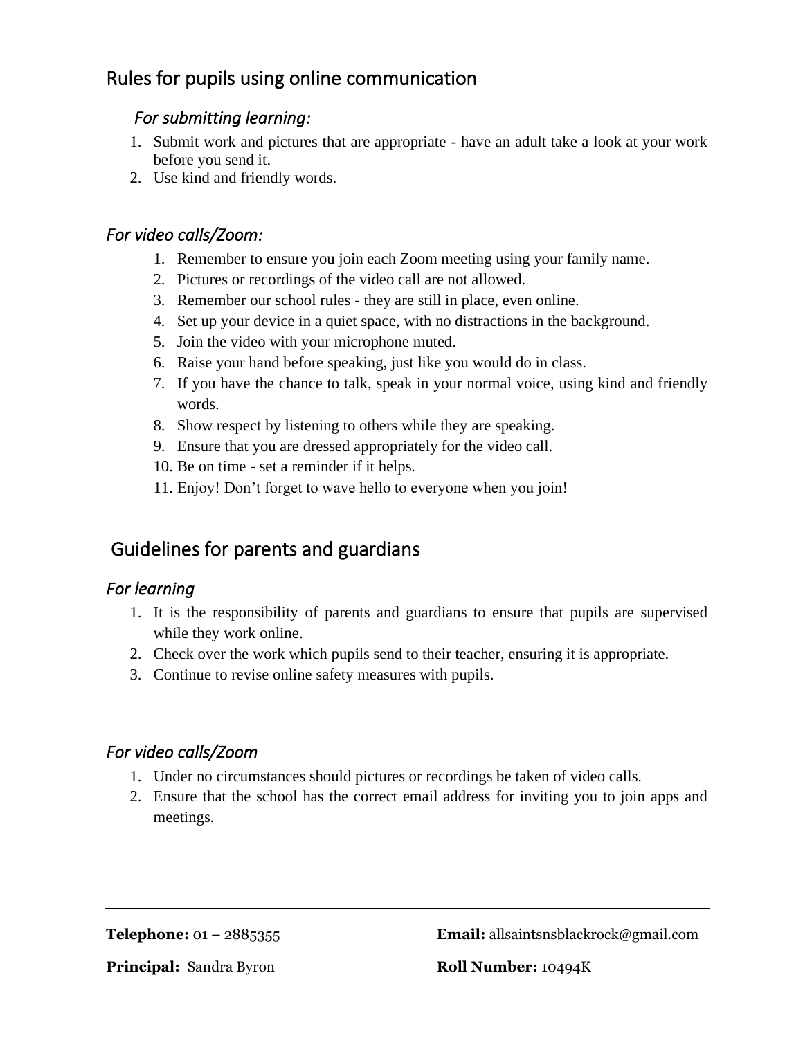## Rules for pupils using online communication

### *For submitting learning:*

1. Submit work and pictures that are appropriate - have an adult take a look at your work before you send it.
2. Use kind and friendly words.

### *For video calls/Zoom:*

1. Remember to ensure you join each Zoom meeting using your family name.
2. Pictures or recordings of the video call are not allowed.
3. Remember our school rules - they are still in place, even online.
4. Set up your device in a quiet space, with no distractions in the background.
5. Join the video with your microphone muted.
6. Raise your hand before speaking, just like you would do in class.
7. If you have the chance to talk, speak in your normal voice, using kind and friendly words.
8. Show respect by listening to others while they are speaking.
9. Ensure that you are dressed appropriately for the video call.
10. Be on time - set a reminder if it helps.
11. Enjoy! Don't forget to wave hello to everyone when you join!

## Guidelines for parents and guardians

### *For learning*

1. It is the responsibility of parents and guardians to ensure that pupils are supervised while they work online.
2. Check over the work which pupils send to their teacher, ensuring it is appropriate.
3. Continue to revise online safety measures with pupils.

### *For video calls/Zoom*

1. Under no circumstances should pictures or recordings be taken of video calls.
2. Ensure that the school has the correct email address for inviting you to join apps and meetings.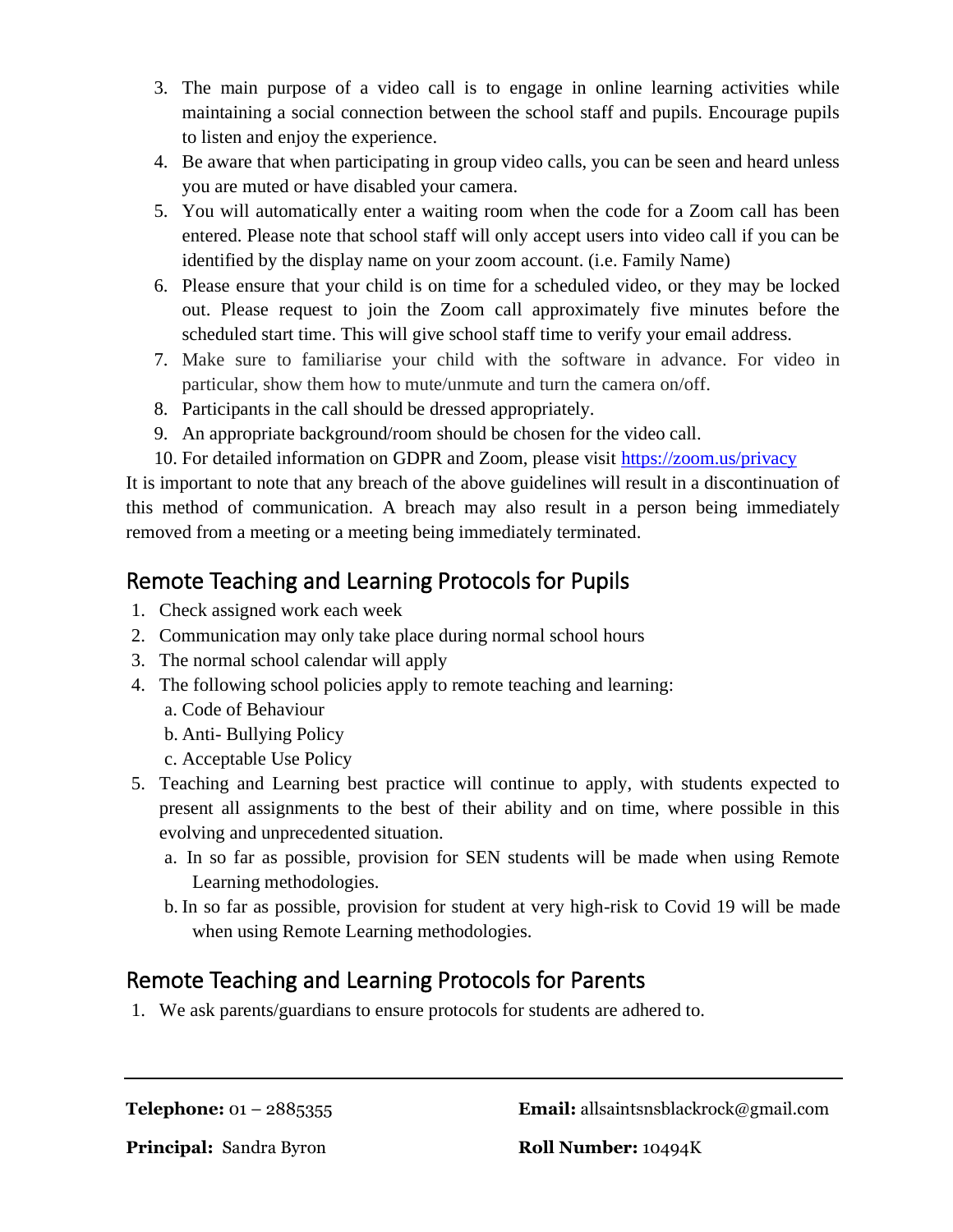3. The main purpose of a video call is to engage in online learning activities while maintaining a social connection between the school staff and pupils. Encourage pupils to listen and enjoy the experience.
4. Be aware that when participating in group video calls, you can be seen and heard unless you are muted or have disabled your camera.
5. You will automatically enter a waiting room when the code for a Zoom call has been entered. Please note that school staff will only accept users into video call if you can be identified by the display name on your zoom account. (i.e. Family Name)
6. Please ensure that your child is on time for a scheduled video, or they may be locked out. Please request to join the Zoom call approximately five minutes before the scheduled start time. This will give school staff time to verify your email address.
7. Make sure to familiarise your child with the software in advance. For video in particular, show them how to mute/unmute and turn the camera on/off.
8. Participants in the call should be dressed appropriately.
9. An appropriate background/room should be chosen for the video call.
10. For detailed information on GDPR and Zoom, please visit [https://zoom.us/privacy](https://zoom.us/privacy)

It is important to note that any breach of the above guidelines will result in a discontinuation of this method of communication. A breach may also result in a person being immediately removed from a meeting or a meeting being immediately terminated.

## Remote Teaching and Learning Protocols for Pupils

1. Check assigned work each week
2. Communication may only take place during normal school hours
3. The normal school calendar will apply
4. The following school policies apply to remote teaching and learning:
   a. Code of Behaviour
   b. Anti- Bullying Policy
   c. Acceptable Use Policy
5. Teaching and Learning best practice will continue to apply, with students expected to present all assignments to the best of their ability and on time, where possible in this evolving and unprecedented situation.
   a. In so far as possible, provision for SEN students will be made when using Remote Learning methodologies.
   b. In so far as possible, provision for student at very high-risk to Covid 19 will be made when using Remote Learning methodologies.

## Remote Teaching and Learning Protocols for Parents

1. We ask parents/guardians to ensure protocols for students are adhered to.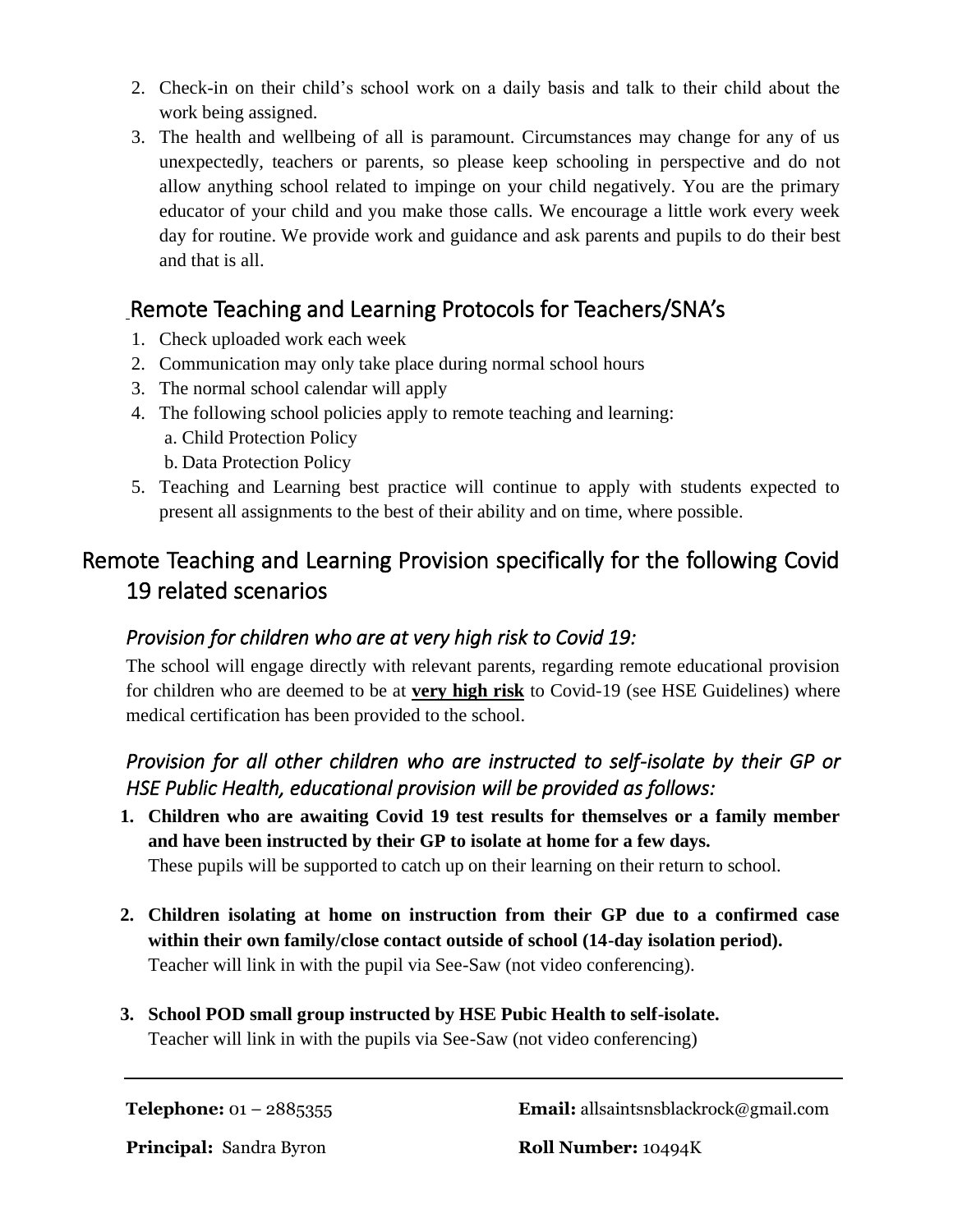2. Check-in on their child's school work on a daily basis and talk to their child about the work being assigned.
3. The health and wellbeing of all is paramount. Circumstances may change for any of us unexpectedly, teachers or parents, so please keep schooling in perspective and do not allow anything school related to impinge on your child negatively. You are the primary educator of your child and you make those calls. We encourage a little work every week day for routine. We provide work and guidance and ask parents and pupils to do their best and that is all.

## Remote Teaching and Learning Protocols for Teachers/SNA's

1. Check uploaded work each week
2. Communication may only take place during normal school hours
3. The normal school calendar will apply
4. The following school policies apply to remote teaching and learning:
   a. Child Protection Policy
   b. Data Protection Policy
5. Teaching and Learning best practice will continue to apply with students expected to present all assignments to the best of their ability and on time, where possible.

# Remote Teaching and Learning Provision specifically for the following Covid 19 related scenarios

### *Provision for children who are at very high risk to Covid 19:*

The school will engage directly with relevant parents, regarding remote educational provision for children who are deemed to be at **very high risk** to Covid-19 (see HSE Guidelines) where medical certification has been provided to the school.

### *Provision for all other children who are instructed to self-isolate by their GP or HSE Public Health, educational provision will be provided as follows:*

1. **Children who are awaiting Covid 19 test results for themselves or a family member and have been instructed by their GP to isolate at home for a few days.**
   These pupils will be supported to catch up on their learning on their return to school.

2. **Children isolating at home on instruction from their GP due to a confirmed case within their own family/close contact outside of school (14-day isolation period).**
   Teacher will link in with the pupil via See-Saw (not video conferencing).

3. **School POD small group instructed by HSE Pubic Health to self-isolate.**
   Teacher will link in with the pupils via See-Saw (not video conferencing)

**Telephone:** 01 – 2885355

**Email:** allsaintsnsblackrock@gmail.com

**Principal:** Sandra Byron

**Roll Number:** 10494K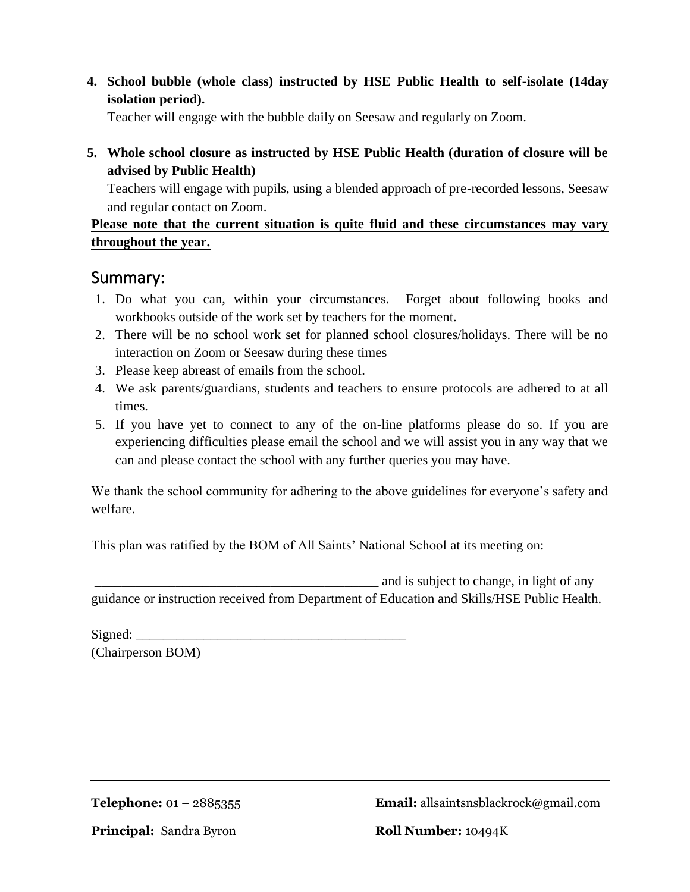4. **School bubble (whole class) instructed by HSE Public Health to self-isolate (14day isolation period).**
   Teacher will engage with the bubble daily on Seesaw and regularly on Zoom.

5. **Whole school closure as instructed by HSE Public Health (duration of closure will be advised by Public Health)**
   Teachers will engage with pupils, using a blended approach of pre-recorded lessons, Seesaw and regular contact on Zoom.

**<u>Please note that the current situation is quite fluid and these circumstances may vary throughout the year.</u>**

## Summary:

1. Do what you can, within your circumstances. Forget about following books and workbooks outside of the work set by teachers for the moment.
2. There will be no school work set for planned school closures/holidays. There will be no interaction on Zoom or Seesaw during these times
3. Please keep abreast of emails from the school.
4. We ask parents/guardians, students and teachers to ensure protocols are adhered to at all times.
5. If you have yet to connect to any of the on-line platforms please do so. If you are experiencing difficulties please email the school and we will assist you in any way that we can and please contact the school with any further queries you may have.

We thank the school community for adhering to the above guidelines for everyone's safety and welfare.

This plan was ratified by the BOM of All Saints' National School at its meeting on:

__________________________________________ and is subject to change, in light of any guidance or instruction received from Department of Education and Skills/HSE Public Health.

Signed: _______________________________________
(Chairperson BOM)

**Telephone:** 01 – 2885355 | **Email:** allsaintsnsblackrock@gmail.com

**Principal:** Sandra Byron | **Roll Number:** 10494K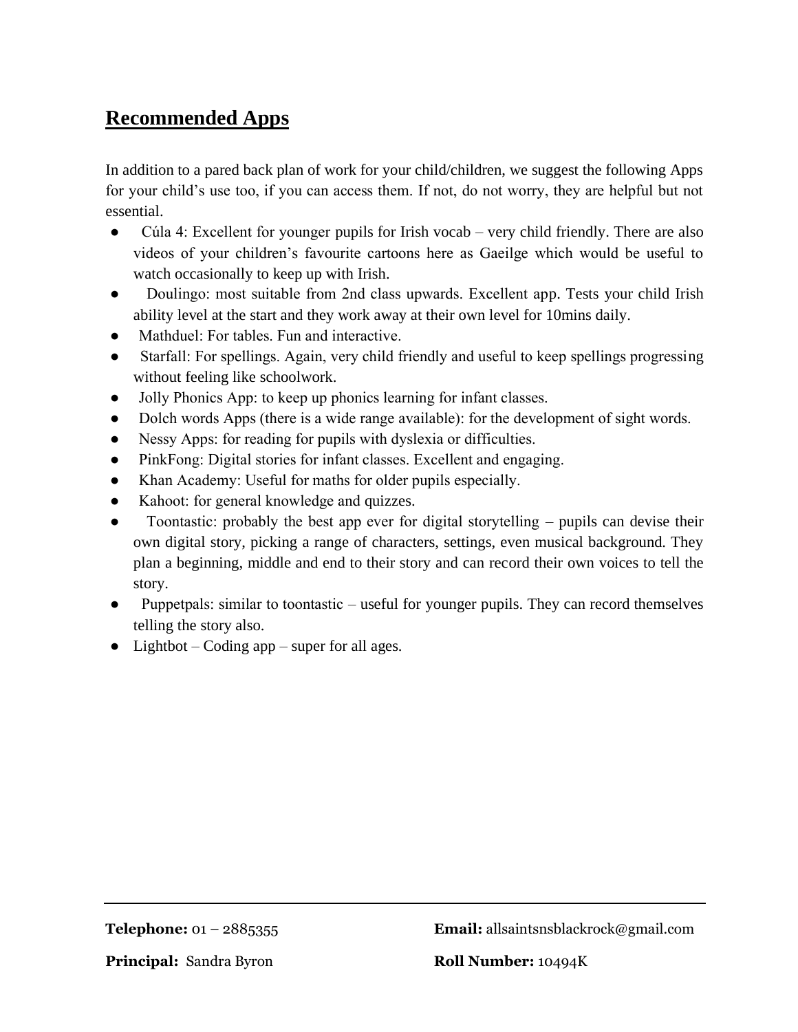## Recommended Apps

In addition to a pared back plan of work for your child/children, we suggest the following Apps for your child's use too, if you can access them. If not, do not worry, they are helpful but not essential.

- Cúla 4: Excellent for younger pupils for Irish vocab – very child friendly. There are also videos of your children's favourite cartoons here as Gaeilge which would be useful to watch occasionally to keep up with Irish.
- Doulingo: most suitable from 2nd class upwards. Excellent app. Tests your child Irish ability level at the start and they work away at their own level for 10mins daily.
- Mathduel: For tables. Fun and interactive.
- Starfall: For spellings. Again, very child friendly and useful to keep spellings progressing without feeling like schoolwork.
- Jolly Phonics App: to keep up phonics learning for infant classes.
- Dolch words Apps (there is a wide range available): for the development of sight words.
- Nessy Apps: for reading for pupils with dyslexia or difficulties.
- PinkFong: Digital stories for infant classes. Excellent and engaging.
- Khan Academy: Useful for maths for older pupils especially.
- Kahoot: for general knowledge and quizzes.
- Toontastic: probably the best app ever for digital storytelling – pupils can devise their own digital story, picking a range of characters, settings, even musical background. They plan a beginning, middle and end to their story and can record their own voices to tell the story.
- Puppetpals: similar to toontastic – useful for younger pupils. They can record themselves telling the story also.
- Lightbot – Coding app – super for all ages.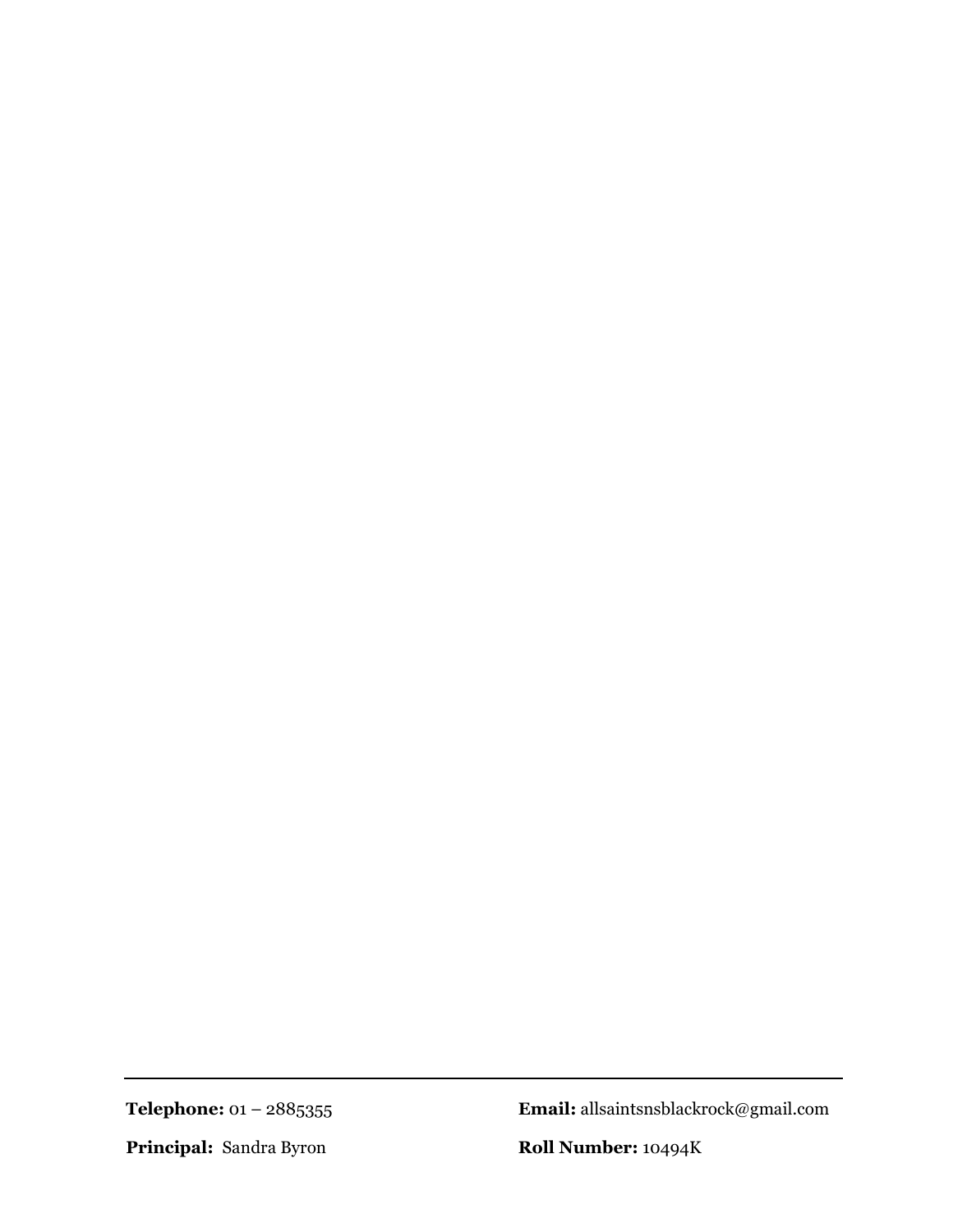**Telephone:** 01 – 2885355

**Email:** allsaintsnsblackrock@gmail.com

**Principal:** Sandra Byron

**Roll Number:** 10494K